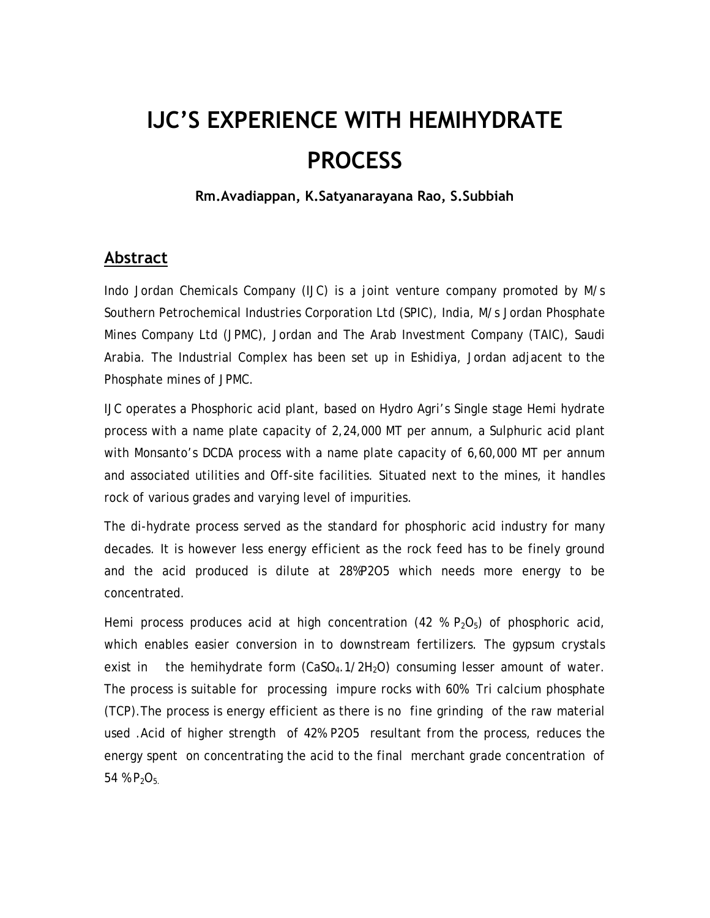# IJC'S EXPERIENCE WITH HEMIHYDRATE PROCESS

**Rm.Avadiappan, K.Satyanarayana Rao, S.Subbiah**

## Abstract

Indo Jordan Chemicals Company (IJC) is a joint venture company promoted by M/s Southern Petrochemical Industries Corporation Ltd (SPIC), India, M/s Jordan Phosphate Mines Company Ltd (JPMC), Jordan and The Arab Investment Company (TAIC), Saudi Arabia. The Industrial Complex has been set up in Eshidiya, Jordan adjacent to the Phosphate mines of JPMC.

IJC operates a Phosphoric acid plant, based on Hydro Agri's Single stage Hemi hydrate process with a name plate capacity of 2,24,000 MT per annum, a Sulphuric acid plant with Monsanto's DCDA process with a name plate capacity of 6,60,000 MT per annum and associated utilities and Off-site facilities. Situated next to the mines, it handles rock of various grades and varying level of impurities.

The di-hydrate process served as the standard for phosphoric acid industry for many decades. It is however less energy efficient as the rock feed has to be finely ground and the acid produced is dilute at 28%P2O5 which needs more energy to be concentrated.

Hemi process produces acid at high concentration (42 % $P_2O_5$) of phosphoric acid, which enables easier conversion in to downstream fertilizers. The gypsum crystals exist in the hemihydrate form ($CaSO_4.1/2H_2O$) consuming lesser amount of water. The process is suitable for processing impure rocks with 60% Tri calcium phosphate (TCP).The process is energy efficient as there is no fine grinding of the raw material used .Acid of higher strength of 42% P2O5 resultant from the process, reduces the energy spent on concentrating the acid to the final merchant grade concentration of 54 % $P_2O_5$.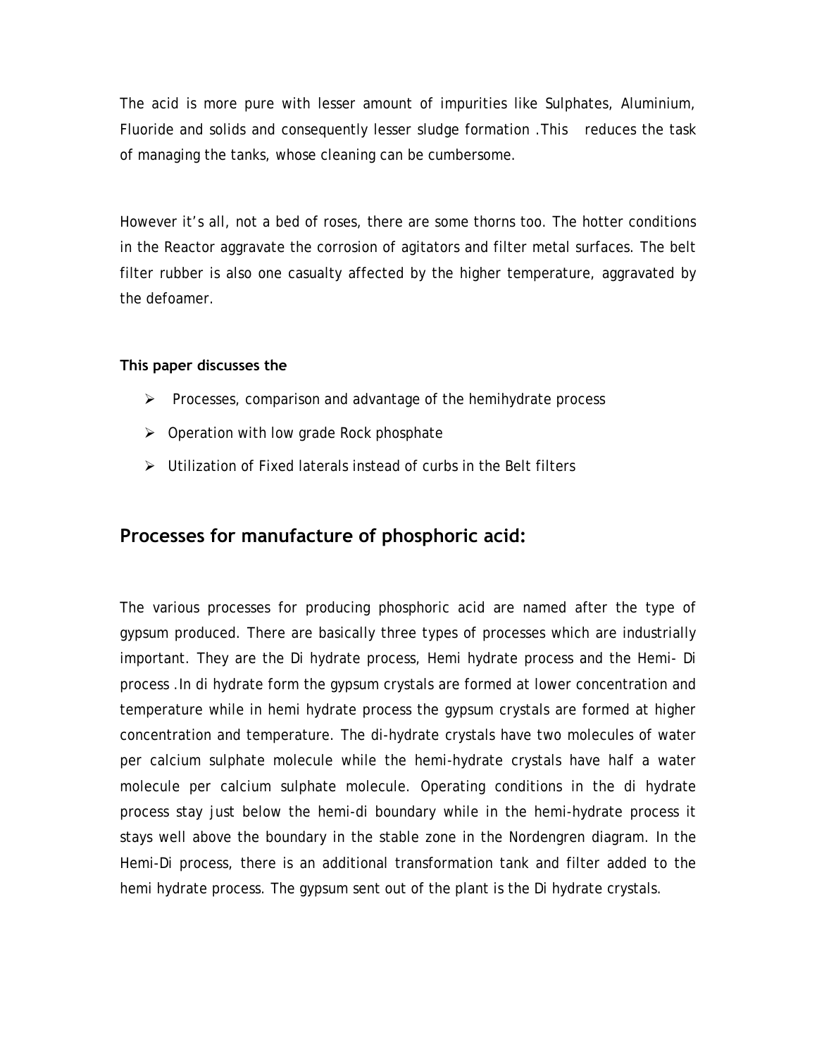The acid is more pure with lesser amount of impurities like Sulphates, Aluminium, Fluoride and solids and consequently lesser sludge formation .This reduces the task of managing the tanks, whose cleaning can be cumbersome.

However it's all, not a bed of roses, there are some thorns too. The hotter conditions in the Reactor aggravate the corrosion of agitators and filter metal surfaces. The belt filter rubber is also one casualty affected by the higher temperature, aggravated by the defoamer.

**This paper discusses the**

- Processes, comparison and advantage of the hemihydrate process
- Operation with low grade Rock phosphate
- Utilization of Fixed laterals instead of curbs in the Belt filters

## Processes for manufacture of phosphoric acid:

The various processes for producing phosphoric acid are named after the type of gypsum produced. There are basically three types of processes which are industrially important. They are the Di hydrate process, Hemi hydrate process and the Hemi- Di process .In di hydrate form the gypsum crystals are formed at lower concentration and temperature while in hemi hydrate process the gypsum crystals are formed at higher concentration and temperature. The di-hydrate crystals have two molecules of water per calcium sulphate molecule while the hemi-hydrate crystals have half a water molecule per calcium sulphate molecule. Operating conditions in the di hydrate process stay just below the hemi-di boundary while in the hemi-hydrate process it stays well above the boundary in the stable zone in the Nordengren diagram. In the Hemi-Di process, there is an additional transformation tank and filter added to the hemi hydrate process. The gypsum sent out of the plant is the Di hydrate crystals.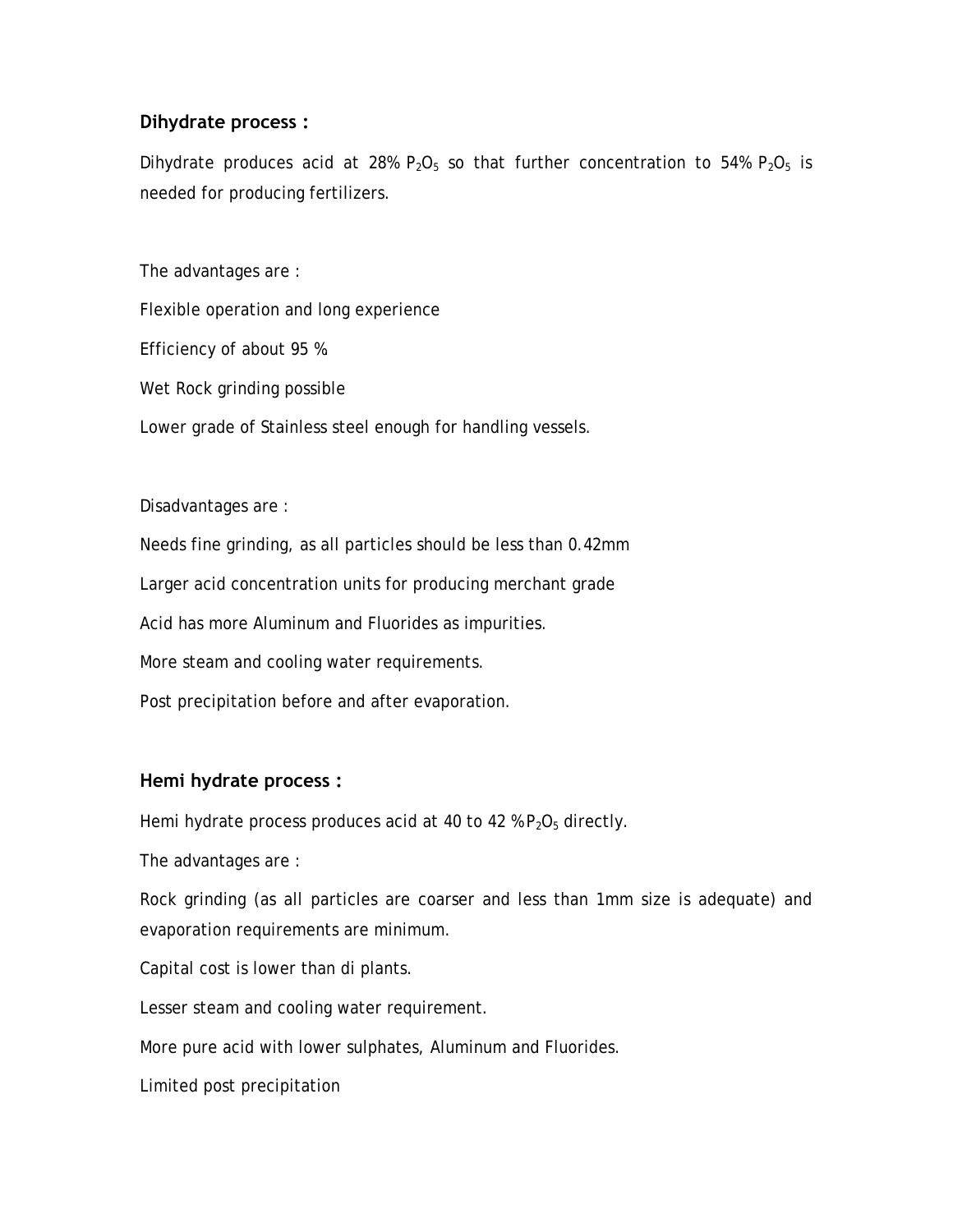## Dihydrate process :

Dihydrate produces acid at 28% $P_2O_5$ so that further concentration to 54% $P_2O_5$ is needed for producing fertilizers.

The advantages are :

Flexible operation and long experience

Efficiency of about 95 %

Wet Rock grinding possible

Lower grade of Stainless steel enough for handling vessels.

Disadvantages are :

Needs fine grinding, as all particles should be less than 0.42mm

Larger acid concentration units for producing merchant grade

Acid has more Aluminum and Fluorides as impurities.

More steam and cooling water requirements.

Post precipitation before and after evaporation.

## Hemi hydrate process :

Hemi hydrate process produces acid at 40 to 42 % $P_2O_5$ directly.

The advantages are :

Rock grinding (as all particles are coarser and less than 1mm size is adequate) and evaporation requirements are minimum.

Capital cost is lower than di plants.

Lesser steam and cooling water requirement.

More pure acid with lower sulphates, Aluminum and Fluorides.

Limited post precipitation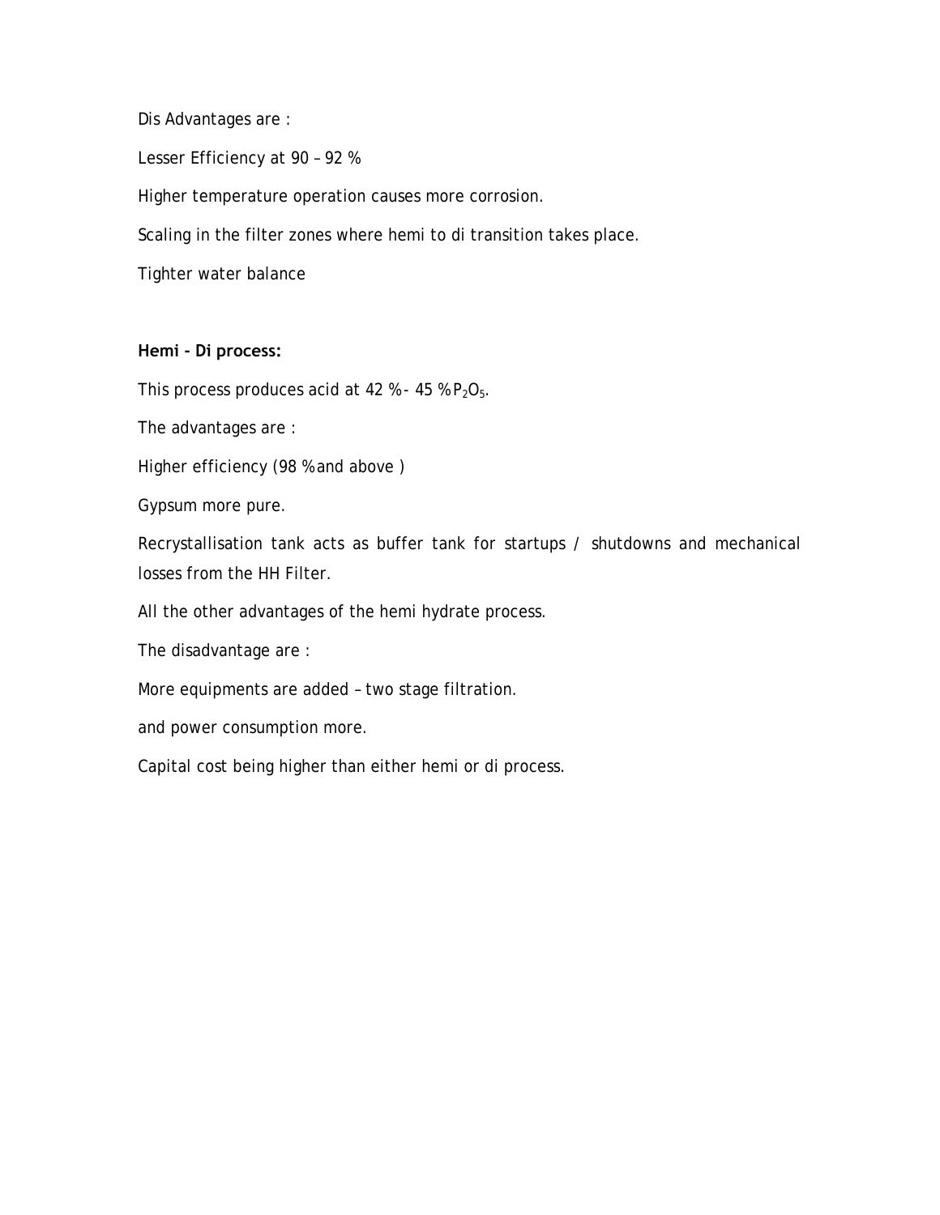Dis Advantages are :

Lesser Efficiency at 90 – 92 %

Higher temperature operation causes more corrosion.

Scaling in the filter zones where hemi to di transition takes place.

Tighter water balance

**Hemi - Di process:**

This process produces acid at 42 %- 45 % $P_2O_5$.

The advantages are :

Higher efficiency (98 % and above )

Gypsum more pure.

Recrystallisation tank acts as buffer tank for startups / shutdowns and mechanical losses from the HH Filter.

All the other advantages of the hemi hydrate process.

The disadvantage are :

More equipments are added – two stage filtration.

and power consumption more.

Capital cost being higher than either hemi or di process.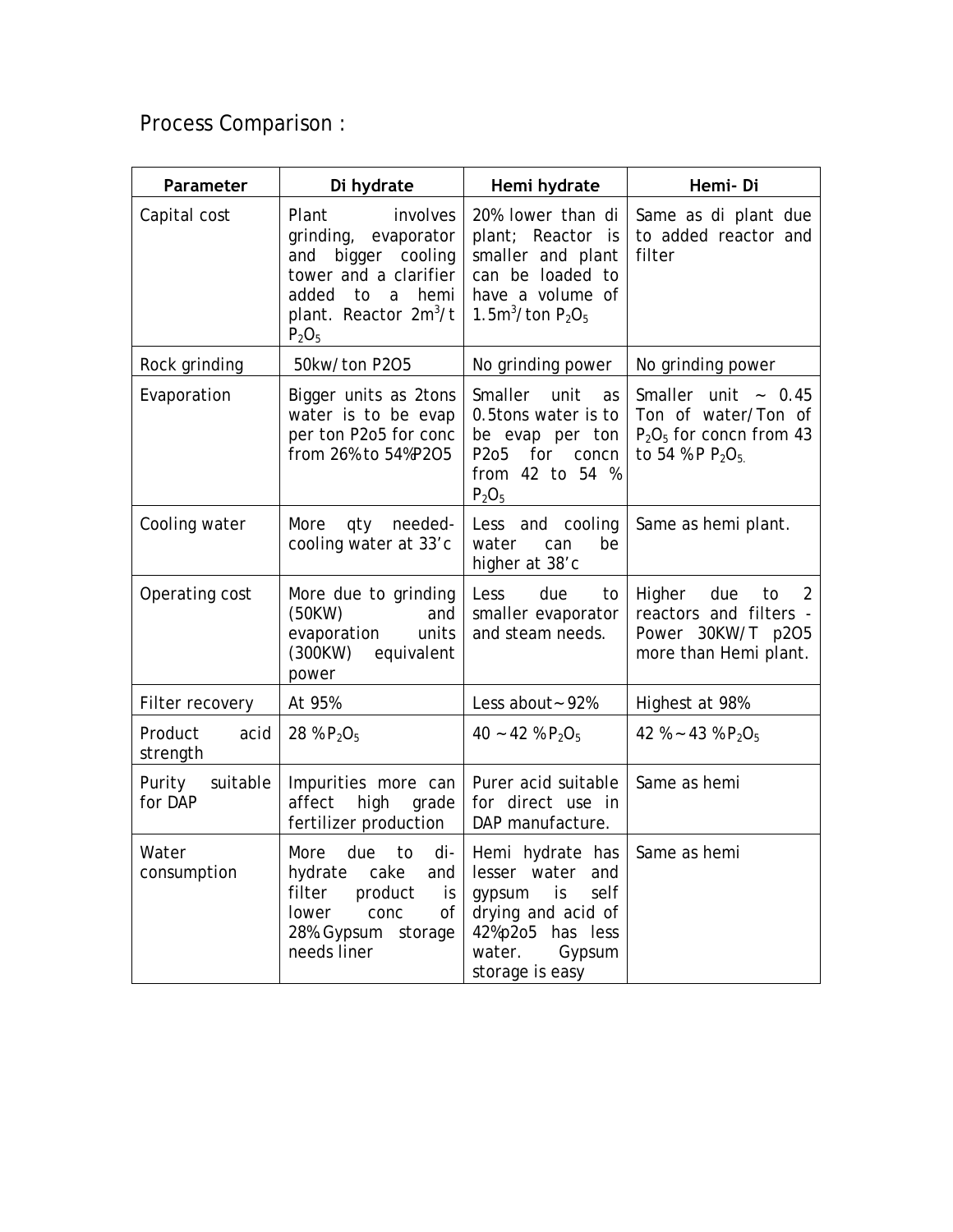## Process Comparison :

| Parameter | Di hydrate | Hemi hydrate | Hemi- Di |
|---|---|---|---|
| Capital cost | Plant involves grinding, evaporator and bigger cooling tower and a clarifier added to a hemi plant. Reactor $2m^3$/t $P_2O_5$ | 20% lower than di plant; Reactor is smaller and plant can be loaded to have a volume of $1.5m^3$/ton $P_2O_5$ | Same as di plant due to added reactor and filter |
| Rock grinding | 50kw/ton P2O5 | No grinding power | No grinding power |
| Evaporation | Bigger units as 2tons water is to be evap per ton P2o5 for conc from 26% to 54%P2O5 | Smaller unit as 0.5tons water is to be evap per ton P2o5 for concn from 42 to 54 % $P_2O_5$ | Smaller unit ~ 0.45 Ton of water/Ton of $P_2O_5$ for concn from 43 to 54 %P $P_2O_5$. |
| Cooling water | More qty needed- cooling water at 33'c | Less and cooling water can be higher at 38'c | Same as hemi plant. |
| Operating cost | More due to grinding (50KW) and evaporation units (300KW) equivalent power | Less due to smaller evaporator and steam needs. | Higher due to 2 reactors and filters - Power 30KW/T p2O5 more than Hemi plant. |
| Filter recovery | At 95% | Less about~92% | Highest at 98% |
| Product acid strength | 28 % $P_2O_5$ | 40 ~ 42 % $P_2O_5$ | 42 %~ 43 % $P_2O_5$ |
| Purity suitable for DAP | Impurities more can affect high grade fertilizer production | Purer acid suitable for direct use in DAP manufacture. | Same as hemi |
| Water consumption | More due to di-hydrate cake and filter product is lower conc of 28%.Gypsum storage needs liner | Hemi hydrate has lesser water and gypsum is self drying and acid of 42%p2o5 has less water. Gypsum storage is easy | Same as hemi |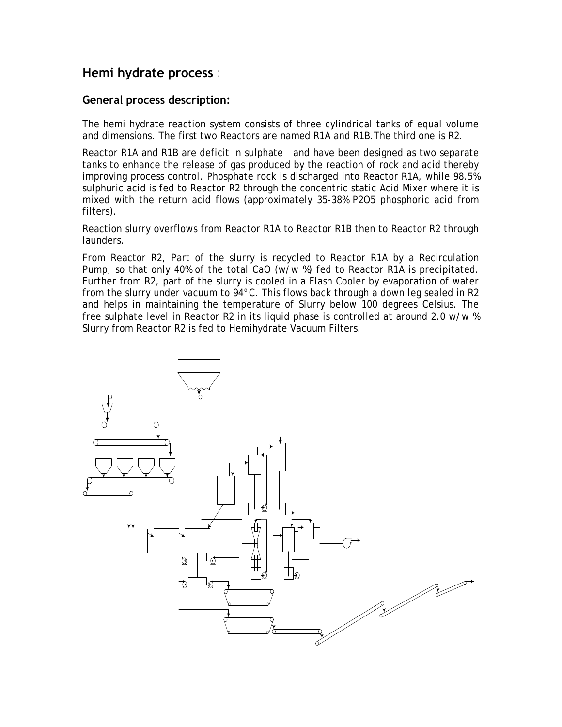## Hemi hydrate process :

### General process description:

The hemi hydrate reaction system consists of three cylindrical tanks of equal volume and dimensions. The first two Reactors are named R1A and R1B.The third one is R2.

Reactor R1A and R1B are deficit in sulphate and have been designed as two separate tanks to enhance the release of gas produced by the reaction of rock and acid thereby improving process control. Phosphate rock is discharged into Reactor R1A, while 98.5% sulphuric acid is fed to Reactor R2 through the concentric static Acid Mixer where it is mixed with the return acid flows (approximately 35-38% P2O5 phosphoric acid from filters).

Reaction slurry overflows from Reactor R1A to Reactor R1B then to Reactor R2 through launders.

From Reactor R2, Part of the slurry is recycled to Reactor R1A by a Recirculation Pump, so that only 40% of the total CaO (w/w %) fed to Reactor R1A is precipitated. Further from R2, part of the slurry is cooled in a Flash Cooler by evaporation of water from the slurry under vacuum to 94°C. This flows back through a down leg sealed in R2 and helps in maintaining the temperature of Slurry below 100 degrees Celsius. The free sulphate level in Reactor R2 in its liquid phase is controlled at around 2.0 w/w % Slurry from Reactor R2 is fed to Hemihydrate Vacuum Filters.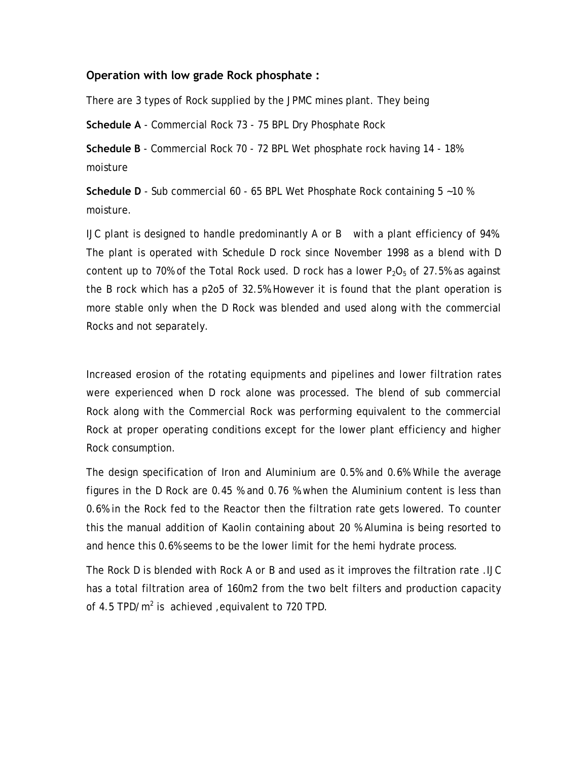## Operation with low grade Rock phosphate :

There are 3 types of Rock supplied by the JPMC mines plant. They being

**Schedule A** - Commercial Rock 73 - 75 BPL Dry Phosphate Rock

**Schedule B** - Commercial Rock 70 - 72 BPL Wet phosphate rock having 14 - 18% moisture

**Schedule D** - Sub commercial 60 - 65 BPL Wet Phosphate Rock containing 5 ~10 % moisture.

IJC plant is designed to handle predominantly A or B with a plant efficiency of 94%. The plant is operated with Schedule D rock since November 1998 as a blend with D content up to 70% of the Total Rock used. D rock has a lower $P_2O_5$ of 27.5% as against the B rock which has a p2o5 of 32.5%.However it is found that the plant operation is more stable only when the D Rock was blended and used along with the commercial Rocks and not separately.

Increased erosion of the rotating equipments and pipelines and lower filtration rates were experienced when D rock alone was processed. The blend of sub commercial Rock along with the Commercial Rock was performing equivalent to the commercial Rock at proper operating conditions except for the lower plant efficiency and higher Rock consumption.

The design specification of Iron and Aluminium are 0.5% and 0.6%.While the average figures in the D Rock are 0.45 % and 0.76 % when the Aluminium content is less than 0.6% in the Rock fed to the Reactor then the filtration rate gets lowered. To counter this the manual addition of Kaolin containing about 20 % Alumina is being resorted to and hence this 0.6% seems to be the lower limit for the hemi hydrate process.

The Rock D is blended with Rock A or B and used as it improves the filtration rate .IJC has a total filtration area of 160m2 from the two belt filters and production capacity of 4.5 TPD/$m^2$ is achieved ,equivalent to 720 TPD.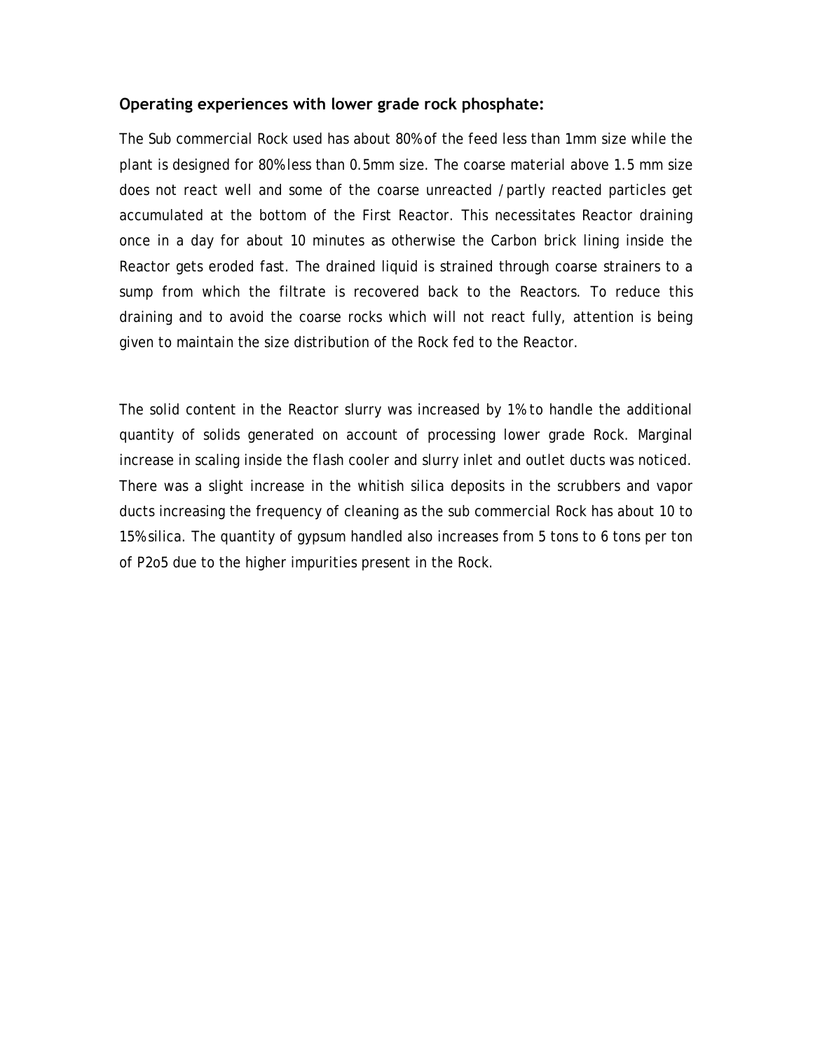### Operating experiences with lower grade rock phosphate:

The Sub commercial Rock used has about 80% of the feed less than 1mm size while the plant is designed for 80% less than 0.5mm size. The coarse material above 1.5 mm size does not react well and some of the coarse unreacted / partly reacted particles get accumulated at the bottom of the First Reactor. This necessitates Reactor draining once in a day for about 10 minutes as otherwise the Carbon brick lining inside the Reactor gets eroded fast. The drained liquid is strained through coarse strainers to a sump from which the filtrate is recovered back to the Reactors. To reduce this draining and to avoid the coarse rocks which will not react fully, attention is being given to maintain the size distribution of the Rock fed to the Reactor.

The solid content in the Reactor slurry was increased by 1% to handle the additional quantity of solids generated on account of processing lower grade Rock. Marginal increase in scaling inside the flash cooler and slurry inlet and outlet ducts was noticed. There was a slight increase in the whitish silica deposits in the scrubbers and vapor ducts increasing the frequency of cleaning as the sub commercial Rock has about 10 to 15% silica. The quantity of gypsum handled also increases from 5 tons to 6 tons per ton of $P_2o_5$ due to the higher impurities present in the Rock.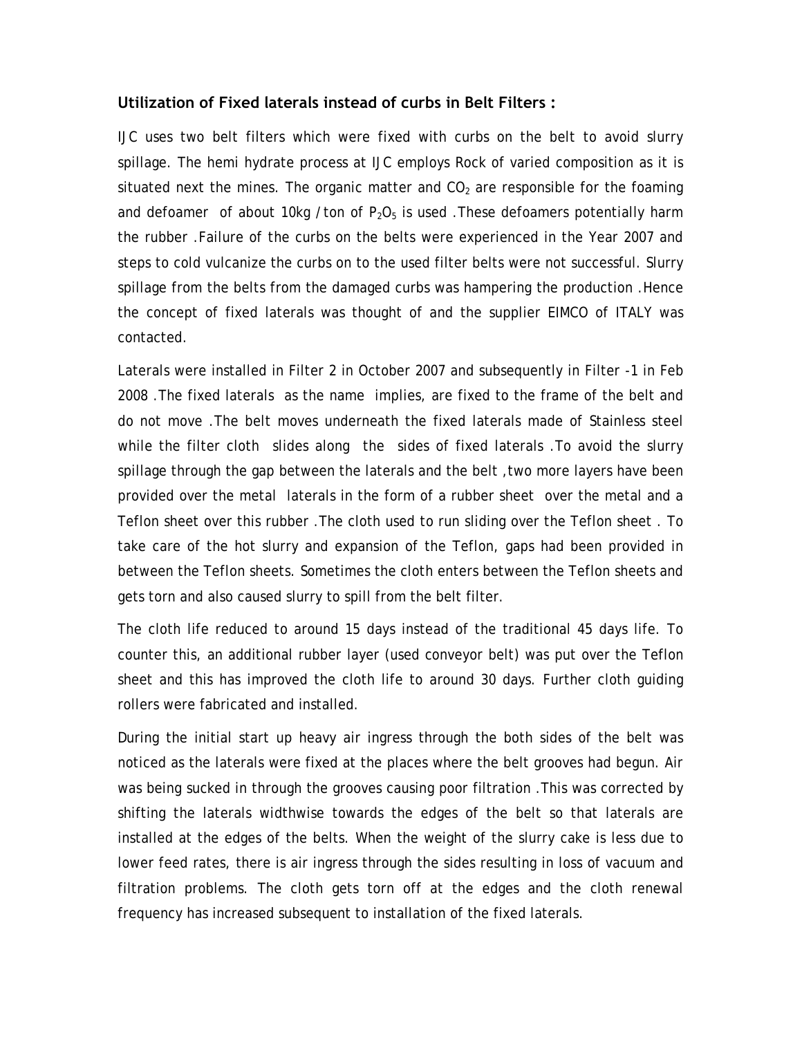### **Utilization of Fixed laterals instead of curbs in Belt Filters :**

IJC uses two belt filters which were fixed with curbs on the belt to avoid slurry spillage. The hemi hydrate process at IJC employs Rock of varied composition as it is situated next the mines. The organic matter and $CO_2$ are responsible for the foaming and defoamer of about 10kg / ton of $P_2O_5$ is used .These defoamers potentially harm the rubber .Failure of the curbs on the belts were experienced in the Year 2007 and steps to cold vulcanize the curbs on to the used filter belts were not successful. Slurry spillage from the belts from the damaged curbs was hampering the production .Hence the concept of fixed laterals was thought of and the supplier EIMCO of ITALY was contacted.

Laterals were installed in Filter 2 in October 2007 and subsequently in Filter -1 in Feb 2008 .The fixed laterals as the name implies, are fixed to the frame of the belt and do not move .The belt moves underneath the fixed laterals made of Stainless steel while the filter cloth slides along the sides of fixed laterals .To avoid the slurry spillage through the gap between the laterals and the belt ,two more layers have been provided over the metal laterals in the form of a rubber sheet over the metal and a Teflon sheet over this rubber .The cloth used to run sliding over the Teflon sheet . To take care of the hot slurry and expansion of the Teflon, gaps had been provided in between the Teflon sheets. Sometimes the cloth enters between the Teflon sheets and gets torn and also caused slurry to spill from the belt filter.

The cloth life reduced to around 15 days instead of the traditional 45 days life. To counter this, an additional rubber layer (used conveyor belt) was put over the Teflon sheet and this has improved the cloth life to around 30 days. Further cloth guiding rollers were fabricated and installed.

During the initial start up heavy air ingress through the both sides of the belt was noticed as the laterals were fixed at the places where the belt grooves had begun. Air was being sucked in through the grooves causing poor filtration .This was corrected by shifting the laterals widthwise towards the edges of the belt so that laterals are installed at the edges of the belts. When the weight of the slurry cake is less due to lower feed rates, there is air ingress through the sides resulting in loss of vacuum and filtration problems. The cloth gets torn off at the edges and the cloth renewal frequency has increased subsequent to installation of the fixed laterals.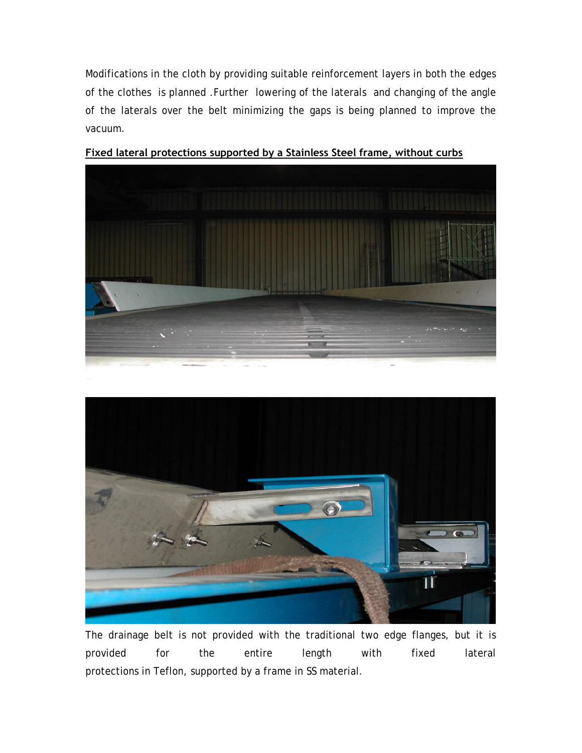Modifications in the cloth by providing suitable reinforcement layers in both the edges of the clothes is planned .Further lowering of the laterals and changing of the angle of the laterals over the belt minimizing the gaps is being planned to improve the vacuum.

**Fixed lateral protections supported by a Stainless Steel frame, without curbs**

The drainage belt is not provided with the traditional two edge flanges, but it is provided for the entire length with fixed lateral protections in Teflon, supported by a frame in SS material.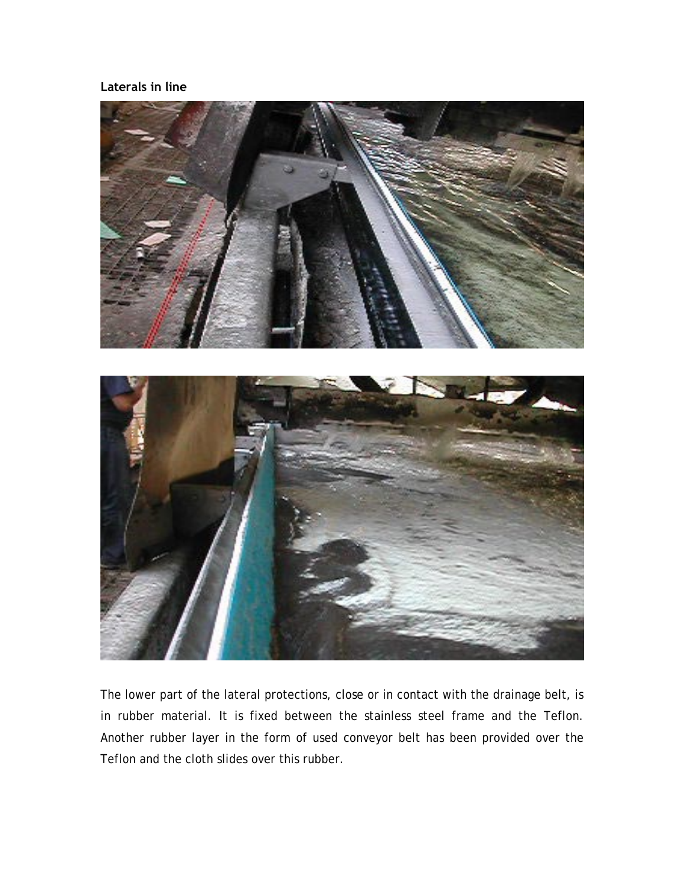**Laterals in line**

The lower part of the lateral protections, close or in contact with the drainage belt, is in rubber material. It is fixed between the stainless steel frame and the Teflon. Another rubber layer in the form of used conveyor belt has been provided over the Teflon and the cloth slides over this rubber.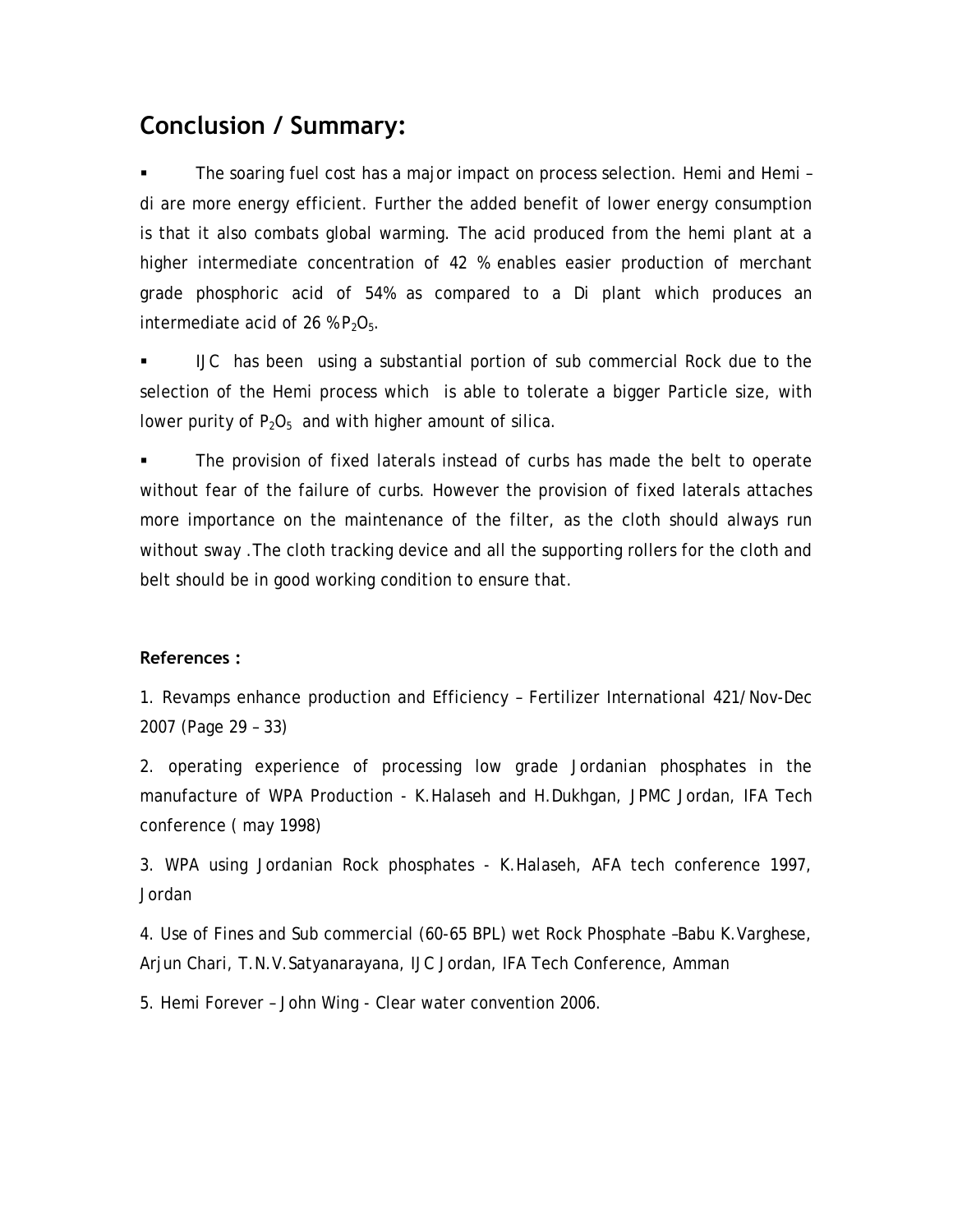## Conclusion / Summary:

- The soaring fuel cost has a major impact on process selection. Hemi and Hemi – di are more energy efficient. Further the added benefit of lower energy consumption is that it also combats global warming. The acid produced from the hemi plant at a higher intermediate concentration of 42 % enables easier production of merchant grade phosphoric acid of 54% as compared to a Di plant which produces an intermediate acid of 26 % $P_2O_5$.

- IJC has been using a substantial portion of sub commercial Rock due to the selection of the Hemi process which is able to tolerate a bigger Particle size, with lower purity of $P_2O_5$ and with higher amount of silica.

- The provision of fixed laterals instead of curbs has made the belt to operate without fear of the failure of curbs. However the provision of fixed laterals attaches more importance on the maintenance of the filter, as the cloth should always run without sway .The cloth tracking device and all the supporting rollers for the cloth and belt should be in good working condition to ensure that.

**References :**

1. Revamps enhance production and Efficiency – Fertilizer International 421/ Nov-Dec 2007 (Page 29 – 33)

2. operating experience of processing low grade Jordanian phosphates in the manufacture of WPA Production - K.Halaseh and H.Dukhgan, JPMC Jordan, IFA Tech conference ( may 1998)

3. WPA using Jordanian Rock phosphates - K.Halaseh, AFA tech conference 1997, Jordan

4. Use of Fines and Sub commercial (60-65 BPL) wet Rock Phosphate –Babu K.Varghese, Arjun Chari, T.N.V.Satyanarayana, IJC Jordan, IFA Tech Conference, Amman

5. Hemi Forever – John Wing - Clear water convention 2006.